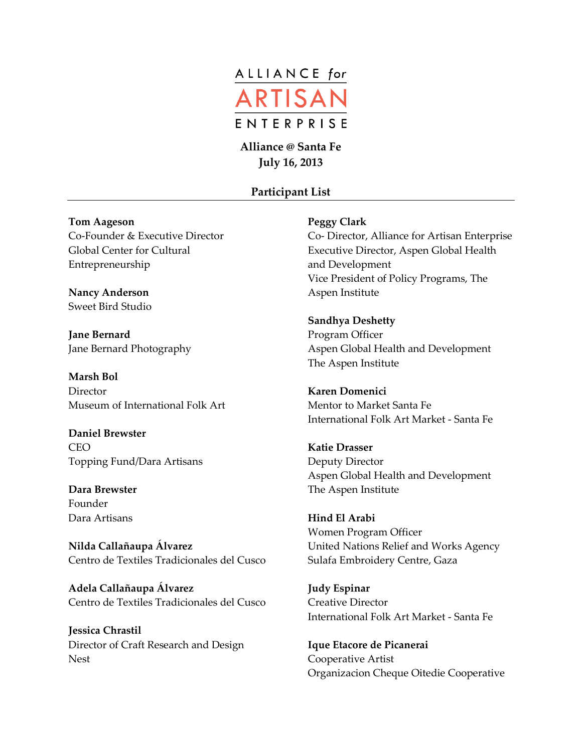# ALLIANCE for ARTISAN ENTERPRISE

**Alliance @ Santa Fe**
**July 16, 2013**

## Participant List

**Tom Aageson**
Co-Founder & Executive Director
Global Center for Cultural Entrepreneurship

**Nancy Anderson**
Sweet Bird Studio

**Jane Bernard**
Jane Bernard Photography

**Marsh Bol**
Director
Museum of International Folk Art

**Daniel Brewster**
CEO
Topping Fund/Dara Artisans

**Dara Brewster**
Founder
Dara Artisans

**Nilda Callañaupa Álvarez**
Centro de Textiles Tradicionales del Cusco

**Adela Callañaupa Álvarez**
Centro de Textiles Tradicionales del Cusco

**Jessica Chrastil**
Director of Craft Research and Design
Nest

**Peggy Clark**
Co- Director, Alliance for Artisan Enterprise
Executive Director, Aspen Global Health and Development
Vice President of Policy Programs, The Aspen Institute

**Sandhya Deshetty**
Program Officer
Aspen Global Health and Development
The Aspen Institute

**Karen Domenici**
Mentor to Market Santa Fe
International Folk Art Market - Santa Fe

**Katie Drasser**
Deputy Director
Aspen Global Health and Development
The Aspen Institute

**Hind El Arabi**
Women Program Officer
United Nations Relief and Works Agency
Sulafa Embroidery Centre, Gaza

**Judy Espinar**
Creative Director
International Folk Art Market - Santa Fe

**Ique Etacore de Picanerai**
Cooperative Artist
Organizacion Cheque Oitedie Cooperative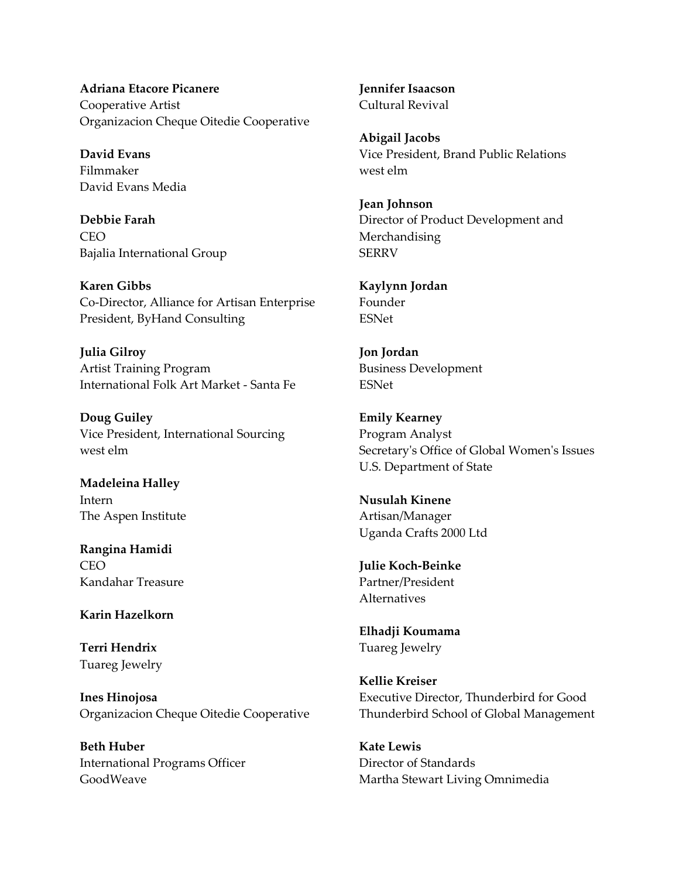**Adriana Etacore Picanere**
Cooperative Artist
Organizacion Cheque Oitedie Cooperative

**David Evans**
Filmmaker
David Evans Media

**Debbie Farah**
CEO
Bajalia International Group

**Karen Gibbs**
Co-Director, Alliance for Artisan Enterprise
President, ByHand Consulting

**Julia Gilroy**
Artist Training Program
International Folk Art Market - Santa Fe

**Doug Guiley**
Vice President, International Sourcing
west elm

**Madeleina Halley**
Intern
The Aspen Institute

**Rangina Hamidi**
CEO
Kandahar Treasure

**Karin Hazelkorn**

**Terri Hendrix**
Tuareg Jewelry

**Ines Hinojosa**
Organizacion Cheque Oitedie Cooperative

**Beth Huber**
International Programs Officer
GoodWeave

**Jennifer Isaacson**
Cultural Revival

**Abigail Jacobs**
Vice President, Brand Public Relations
west elm

**Jean Johnson**
Director of Product Development and Merchandising
SERRV

**Kaylynn Jordan**
Founder
ESNet

**Jon Jordan**
Business Development
ESNet

**Emily Kearney**
Program Analyst
Secretary's Office of Global Women's Issues
U.S. Department of State

**Nusulah Kinene**
Artisan/Manager
Uganda Crafts 2000 Ltd

**Julie Koch-Beinke**
Partner/President
Alternatives

**Elhadji Koumama**
Tuareg Jewelry

**Kellie Kreiser**
Executive Director, Thunderbird for Good
Thunderbird School of Global Management

**Kate Lewis**
Director of Standards
Martha Stewart Living Omnimedia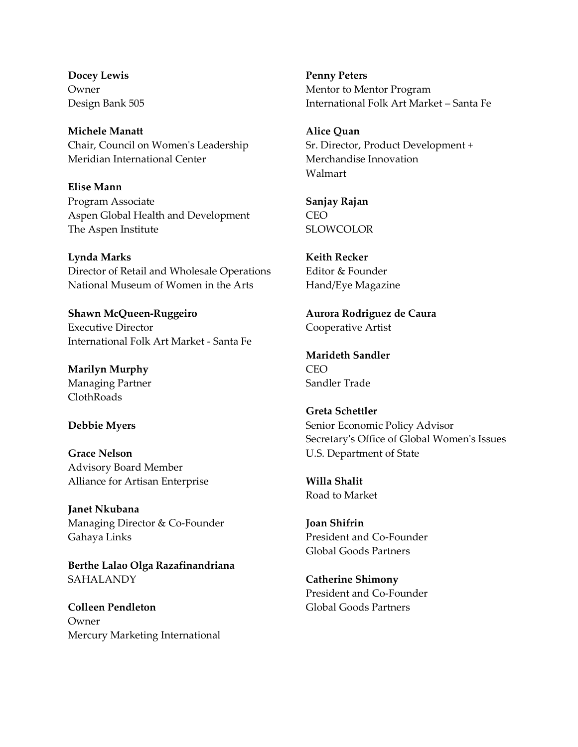**Docey Lewis**
Owner
Design Bank 505

**Michele Manatt**
Chair, Council on Women's Leadership
Meridian International Center

**Elise Mann**
Program Associate
Aspen Global Health and Development
The Aspen Institute

**Lynda Marks**
Director of Retail and Wholesale Operations
National Museum of Women in the Arts

**Shawn McQueen-Ruggeiro**
Executive Director
International Folk Art Market - Santa Fe

**Marilyn Murphy**
Managing Partner
ClothRoads

**Debbie Myers**

**Grace Nelson**
Advisory Board Member
Alliance for Artisan Enterprise

**Janet Nkubana**
Managing Director & Co-Founder
Gahaya Links

**Berthe Lalao Olga Razafinandriana**
SAHALANDY

**Colleen Pendleton**
Owner
Mercury Marketing International

**Penny Peters**
Mentor to Mentor Program
International Folk Art Market – Santa Fe

**Alice Quan**
Sr. Director, Product Development +
Merchandise Innovation
Walmart

**Sanjay Rajan**
CEO
SLOWCOLOR

**Keith Recker**
Editor & Founder
Hand/Eye Magazine

**Aurora Rodriguez de Caura**
Cooperative Artist

**Marideth Sandler**
CEO
Sandler Trade

**Greta Schettler**
Senior Economic Policy Advisor
Secretary's Office of Global Women's Issues
U.S. Department of State

**Willa Shalit**
Road to Market

**Joan Shifrin**
President and Co-Founder
Global Goods Partners

**Catherine Shimony**
President and Co-Founder
Global Goods Partners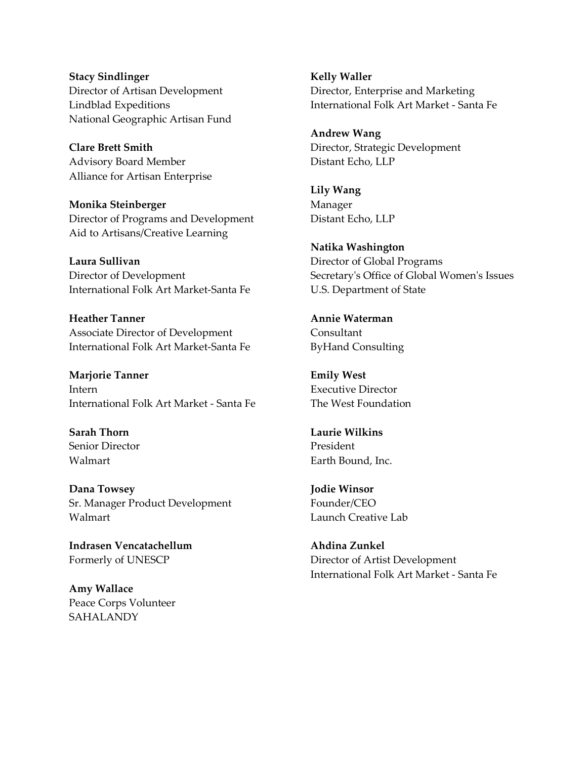**Stacy Sindlinger**
Director of Artisan Development
Lindblad Expeditions
National Geographic Artisan Fund

**Clare Brett Smith**
Advisory Board Member
Alliance for Artisan Enterprise

**Monika Steinberger**
Director of Programs and Development
Aid to Artisans/Creative Learning

**Laura Sullivan**
Director of Development
International Folk Art Market-Santa Fe

**Heather Tanner**
Associate Director of Development
International Folk Art Market-Santa Fe

**Marjorie Tanner**
Intern
International Folk Art Market - Santa Fe

**Sarah Thorn**
Senior Director
Walmart

**Dana Towsey**
Sr. Manager Product Development
Walmart

**Indrasen Vencatachellum**
Formerly of UNESCP

**Amy Wallace**
Peace Corps Volunteer
SAHALANDY

**Kelly Waller**
Director, Enterprise and Marketing
International Folk Art Market - Santa Fe

**Andrew Wang**
Director, Strategic Development
Distant Echo, LLP

**Lily Wang**
Manager
Distant Echo, LLP

**Natika Washington**
Director of Global Programs
Secretary's Office of Global Women's Issues
U.S. Department of State

**Annie Waterman**
Consultant
ByHand Consulting

**Emily West**
Executive Director
The West Foundation

**Laurie Wilkins**
President
Earth Bound, Inc.

**Jodie Winsor**
Founder/CEO
Launch Creative Lab

**Ahdina Zunkel**
Director of Artist Development
International Folk Art Market - Santa Fe